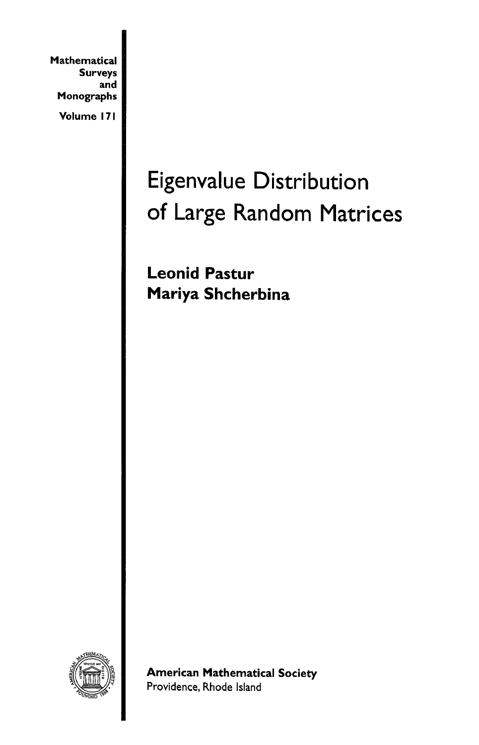Mathematical Surveys and Monographs

Volume 171

# Eigenvalue Distribution of Large Random Matrices

**Leonid Pastur**

**Mariya Shcherbina**

**American Mathematical Society**

Providence, Rhode Island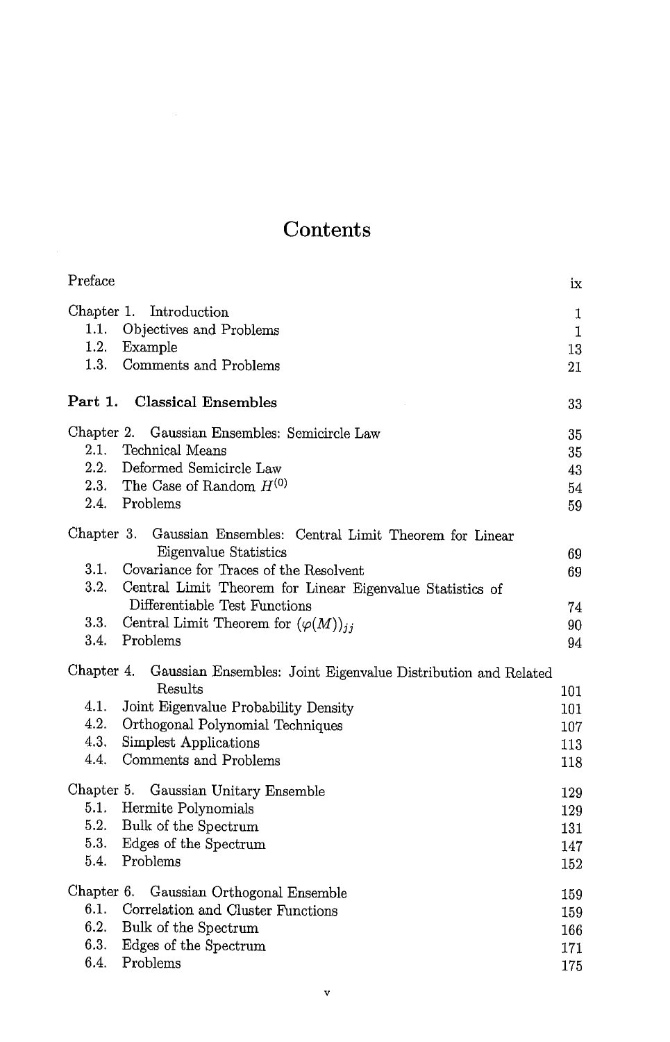# Contents

| | |
|---|---|
| Preface | ix |
| Chapter 1. Introduction | 1 |
| 1.1. Objectives and Problems | 1 |
| 1.2. Example | 13 |
| 1.3. Comments and Problems | 21 |
| **Part 1. Classical Ensembles** | 33 |
| Chapter 2. Gaussian Ensembles: Semicircle Law | 35 |
| 2.1. Technical Means | 35 |
| 2.2. Deformed Semicircle Law | 43 |
| 2.3. The Case of Random $H^{(0)}$ | 54 |
| 2.4. Problems | 59 |
| Chapter 3. Gaussian Ensembles: Central Limit Theorem for Linear Eigenvalue Statistics | 69 |
| 3.1. Covariance for Traces of the Resolvent | 69 |
| 3.2. Central Limit Theorem for Linear Eigenvalue Statistics of Differentiable Test Functions | 74 |
| 3.3. Central Limit Theorem for $(\varphi(M))_{jj}$ | 90 |
| 3.4. Problems | 94 |
| Chapter 4. Gaussian Ensembles: Joint Eigenvalue Distribution and Related Results | 101 |
| 4.1. Joint Eigenvalue Probability Density | 101 |
| 4.2. Orthogonal Polynomial Techniques | 107 |
| 4.3. Simplest Applications | 113 |
| 4.4. Comments and Problems | 118 |
| Chapter 5. Gaussian Unitary Ensemble | 129 |
| 5.1. Hermite Polynomials | 129 |
| 5.2. Bulk of the Spectrum | 131 |
| 5.3. Edges of the Spectrum | 147 |
| 5.4. Problems | 152 |
| Chapter 6. Gaussian Orthogonal Ensemble | 159 |
| 6.1. Correlation and Cluster Functions | 159 |
| 6.2. Bulk of the Spectrum | 166 |
| 6.3. Edges of the Spectrum | 171 |
| 6.4. Problems | 175 |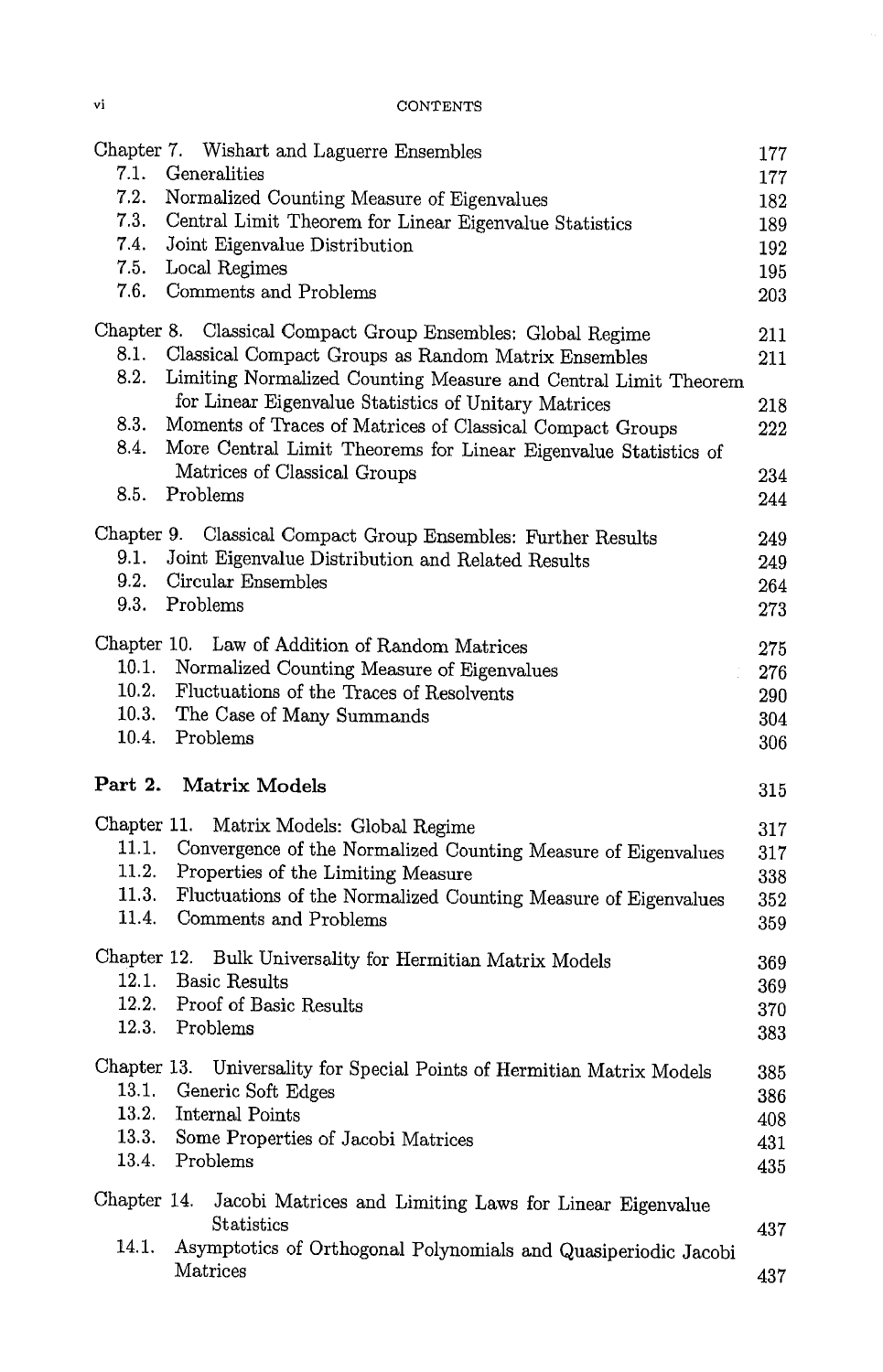| | | |
|---|---|---|
| Chapter 7. | Wishart and Laguerre Ensembles | 177 |
| 7.1. | Generalities | 177 |
| 7.2. | Normalized Counting Measure of Eigenvalues | 182 |
| 7.3. | Central Limit Theorem for Linear Eigenvalue Statistics | 189 |
| 7.4. | Joint Eigenvalue Distribution | 192 |
| 7.5. | Local Regimes | 195 |
| 7.6. | Comments and Problems | 203 |
| Chapter 8. | Classical Compact Group Ensembles: Global Regime | 211 |
| 8.1. | Classical Compact Groups as Random Matrix Ensembles | 211 |
| 8.2. | Limiting Normalized Counting Measure and Central Limit Theorem for Linear Eigenvalue Statistics of Unitary Matrices | 218 |
| 8.3. | Moments of Traces of Matrices of Classical Compact Groups | 222 |
| 8.4. | More Central Limit Theorems for Linear Eigenvalue Statistics of Matrices of Classical Groups | 234 |
| 8.5. | Problems | 244 |
| Chapter 9. | Classical Compact Group Ensembles: Further Results | 249 |
| 9.1. | Joint Eigenvalue Distribution and Related Results | 249 |
| 9.2. | Circular Ensembles | 264 |
| 9.3. | Problems | 273 |
| Chapter 10. | Law of Addition of Random Matrices | 275 |
| 10.1. | Normalized Counting Measure of Eigenvalues | 276 |
| 10.2. | Fluctuations of the Traces of Resolvents | 290 |
| 10.3. | The Case of Many Summands | 304 |
| 10.4. | Problems | 306 |
| **Part 2.** | **Matrix Models** | 315 |
| Chapter 11. | Matrix Models: Global Regime | 317 |
| 11.1. | Convergence of the Normalized Counting Measure of Eigenvalues | 317 |
| 11.2. | Properties of the Limiting Measure | 338 |
| 11.3. | Fluctuations of the Normalized Counting Measure of Eigenvalues | 352 |
| 11.4. | Comments and Problems | 359 |
| Chapter 12. | Bulk Universality for Hermitian Matrix Models | 369 |
| 12.1. | Basic Results | 369 |
| 12.2. | Proof of Basic Results | 370 |
| 12.3. | Problems | 383 |
| Chapter 13. | Universality for Special Points of Hermitian Matrix Models | 385 |
| 13.1. | Generic Soft Edges | 386 |
| 13.2. | Internal Points | 408 |
| 13.3. | Some Properties of Jacobi Matrices | 431 |
| 13.4. | Problems | 435 |
| Chapter 14. | Jacobi Matrices and Limiting Laws for Linear Eigenvalue Statistics | 437 |
| 14.1. | Asymptotics of Orthogonal Polynomials and Quasiperiodic Jacobi Matrices | 437 |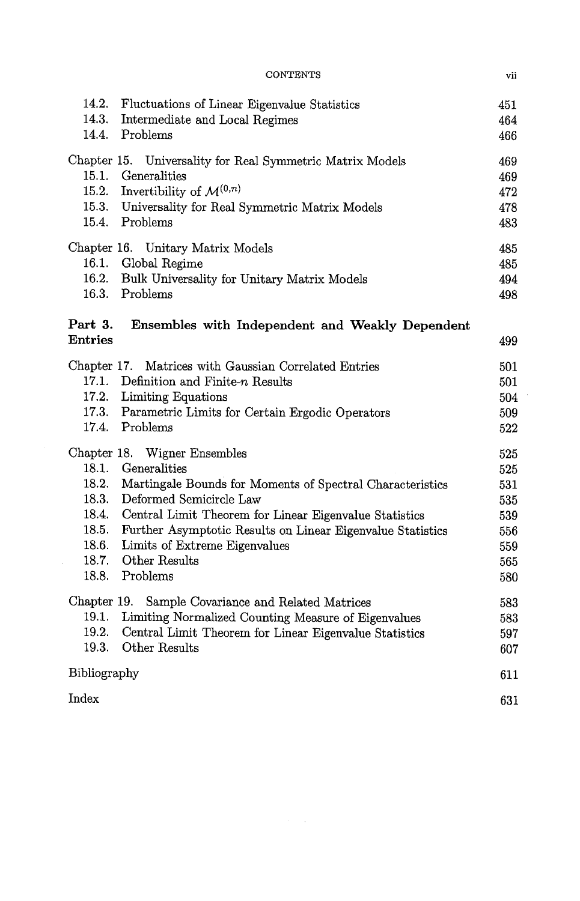| | | |
|---|---|---|
| 14.2. | Fluctuations of Linear Eigenvalue Statistics | 451 |
| 14.3. | Intermediate and Local Regimes | 464 |
| 14.4. | Problems | 466 |
| Chapter 15. | Universality for Real Symmetric Matrix Models | 469 |
| 15.1. | Generalities | 469 |
| 15.2. | Invertibility of $\mathcal{M}^{(0,n)}$ | 472 |
| 15.3. | Universality for Real Symmetric Matrix Models | 478 |
| 15.4. | Problems | 483 |
| Chapter 16. | Unitary Matrix Models | 485 |
| 16.1. | Global Regime | 485 |
| 16.2. | Bulk Universality for Unitary Matrix Models | 494 |
| 16.3. | Problems | 498 |
| **Part 3.** | **Ensembles with Independent and Weakly Dependent Entries** | 499 |
| Chapter 17. | Matrices with Gaussian Correlated Entries | 501 |
| 17.1. | Definition and Finite-$n$ Results | 501 |
| 17.2. | Limiting Equations | 504 |
| 17.3. | Parametric Limits for Certain Ergodic Operators | 509 |
| 17.4. | Problems | 522 |
| Chapter 18. | Wigner Ensembles | 525 |
| 18.1. | Generalities | 525 |
| 18.2. | Martingale Bounds for Moments of Spectral Characteristics | 531 |
| 18.3. | Deformed Semicircle Law | 535 |
| 18.4. | Central Limit Theorem for Linear Eigenvalue Statistics | 539 |
| 18.5. | Further Asymptotic Results on Linear Eigenvalue Statistics | 556 |
| 18.6. | Limits of Extreme Eigenvalues | 559 |
| 18.7. | Other Results | 565 |
| 18.8. | Problems | 580 |
| Chapter 19. | Sample Covariance and Related Matrices | 583 |
| 19.1. | Limiting Normalized Counting Measure of Eigenvalues | 583 |
| 19.2. | Central Limit Theorem for Linear Eigenvalue Statistics | 597 |
| 19.3. | Other Results | 607 |
| Bibliography | | 611 |
| Index | | 631 |